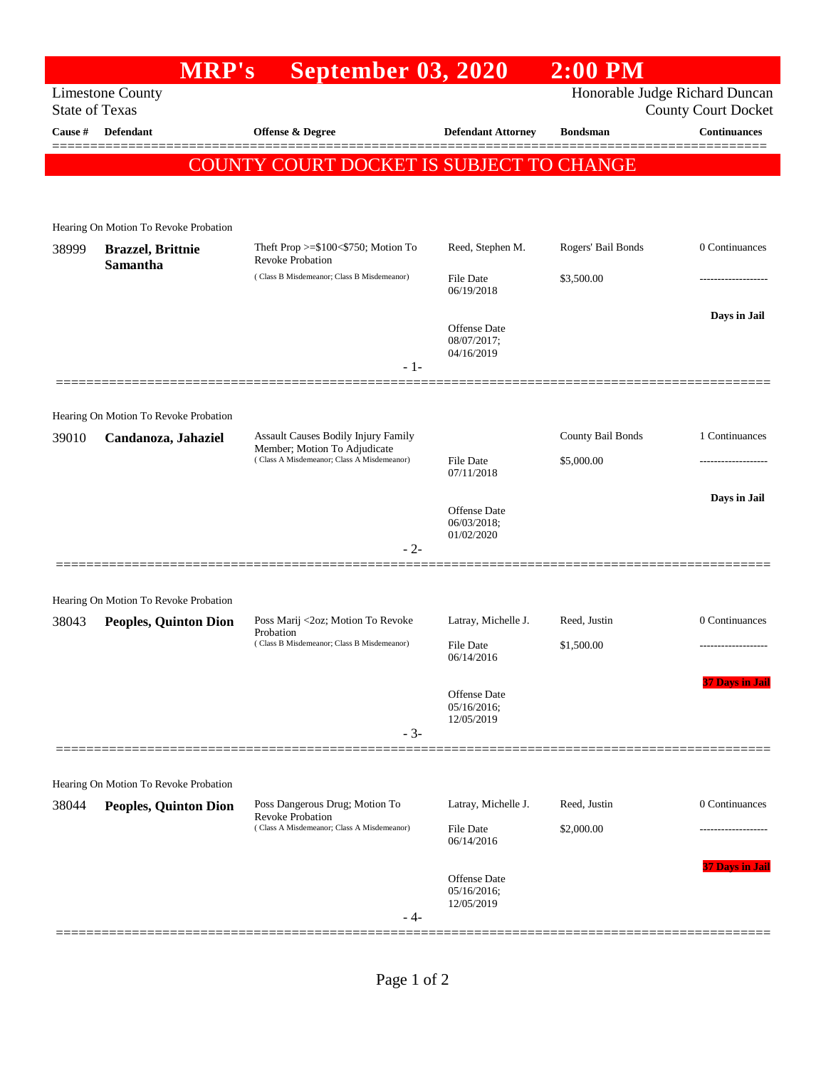# MRP's September 03, 2020 2:00 PM

Limestone County
State of Texas

Honorable Judge Richard Duncan
County Court Docket

| Cause # | Defendant | Offense & Degree | Defendant Attorney | Bondsman | Continuances |
|---|---|---|---|---|---|

**COUNTY COURT DOCKET IS SUBJECT TO CHANGE**

Hearing On Motion To Revoke Probation

| Cause # | Defendant | Offense & Degree | Defendant Attorney | Bondsman | Continuances |
|---|---|---|---|---|---|
| 38999 | **Brazzel, Brittnie Samantha** | Theft Prop >=$100<$750; Motion To Revoke Probation (Class B Misdemeanor; Class B Misdemeanor) | Reed, Stephen M. | Rogers' Bail Bonds | 0 Continuances |
| | | | File Date 06/19/2018 | $3,500.00 | ------------------- |
| | | | Offense Date 08/07/2017; 04/16/2019 | | Days in Jail |

- 1-

Hearing On Motion To Revoke Probation

| Cause # | Defendant | Offense & Degree | Defendant Attorney | Bondsman | Continuances |
|---|---|---|---|---|---|
| 39010 | **Candanoza, Jahaziel** | Assault Causes Bodily Injury Family Member; Motion To Adjudicate (Class A Misdemeanor; Class A Misdemeanor) | | County Bail Bonds | 1 Continuances |
| | | | File Date 07/11/2018 | $5,000.00 | ------------------- |
| | | | Offense Date 06/03/2018; 01/02/2020 | | Days in Jail |

- 2-

Hearing On Motion To Revoke Probation

| Cause # | Defendant | Offense & Degree | Defendant Attorney | Bondsman | Continuances |
|---|---|---|---|---|---|
| 38043 | **Peoples, Quinton Dion** | Poss Marij <2oz; Motion To Revoke Probation (Class B Misdemeanor; Class B Misdemeanor) | Latray, Michelle J. | Reed, Justin | 0 Continuances |
| | | | File Date 06/14/2016 | $1,500.00 | ------------------- |
| | | | Offense Date 05/16/2016; 12/05/2019 | | 37 Days in Jail |

- 3-

Hearing On Motion To Revoke Probation

| Cause # | Defendant | Offense & Degree | Defendant Attorney | Bondsman | Continuances |
|---|---|---|---|---|---|
| 38044 | **Peoples, Quinton Dion** | Poss Dangerous Drug; Motion To Revoke Probation (Class A Misdemeanor; Class A Misdemeanor) | Latray, Michelle J. | Reed, Justin | 0 Continuances |
| | | | File Date 06/14/2016 | $2,000.00 | ------------------- |
| | | | Offense Date 05/16/2016; 12/05/2019 | | 37 Days in Jail |

- 4-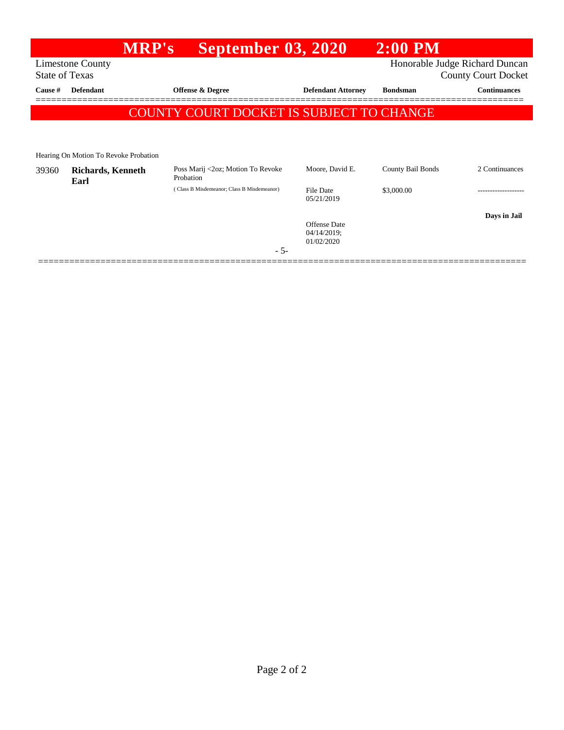# MRP's September 03, 2020 2:00 PM

Limestone County
State of Texas

Honorable Judge Richard Duncan
County Court Docket

| Cause # | Defendant | Offense & Degree | Defendant Attorney | Bondsman | Continuances |
|---|---|---|---|---|---|

## COUNTY COURT DOCKET IS SUBJECT TO CHANGE

Hearing On Motion To Revoke Probation

| Cause # | Defendant | Offense & Degree | Defendant Attorney | Bondsman | Continuances |
|---|---|---|---|---|---|
| 39360 | **Richards, Kenneth Earl** | Poss Marij <2oz; Motion To Revoke Probation<br>( Class B Misdemeanor; Class B Misdemeanor) | Moore, David E.<br>File Date 05/21/2019<br>Offense Date 04/14/2019; 01/02/2020 | County Bail Bonds<br>$3,000.00 | 2 Continuances<br>-------------------<br>**Days in Jail** |

- 5-